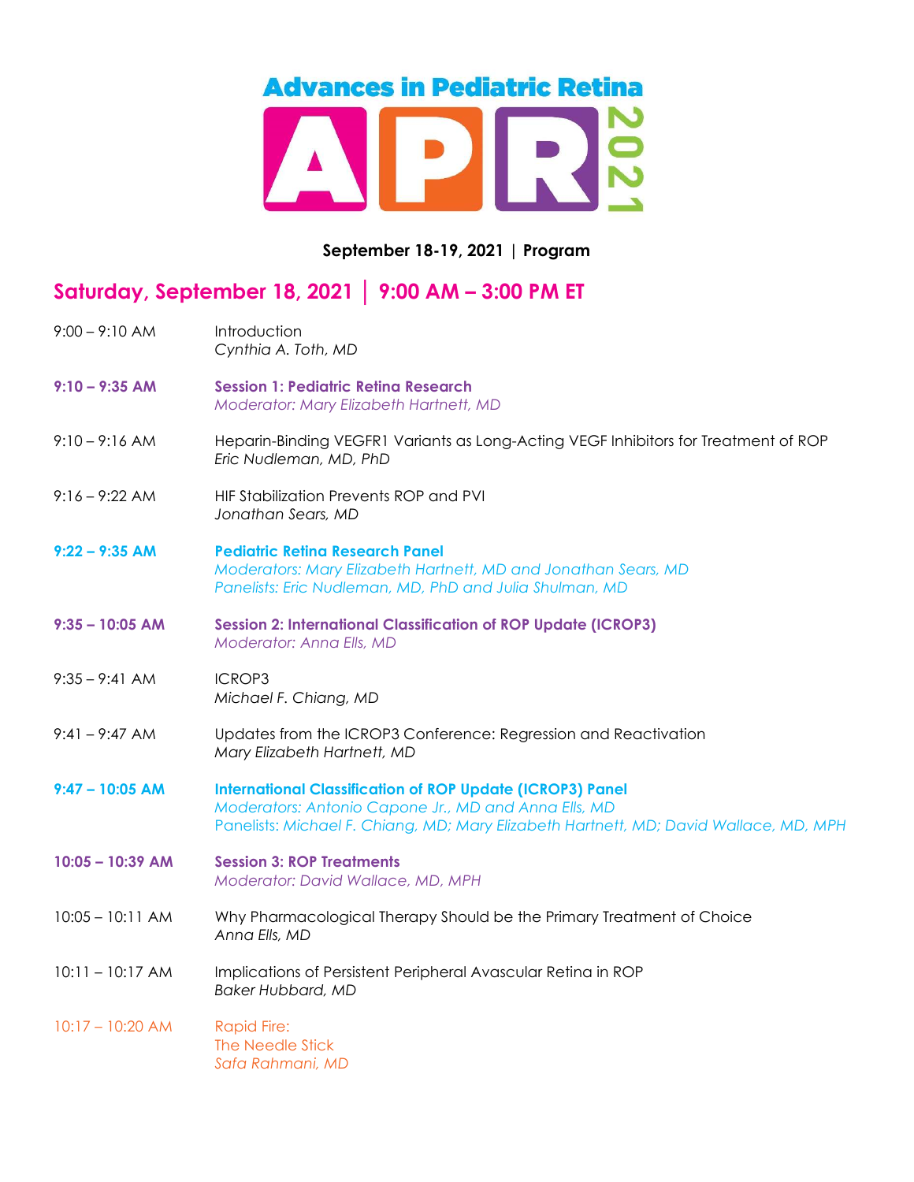# Advances in Pediatric Retina APR 2021

**September 18-19, 2021 | Program**

## Saturday, September 18, 2021 | 9:00 AM – 3:00 PM ET

9:00 – 9:10 AM — Introduction
*Cynthia A. Toth, MD*

**9:10 – 9:35 AM — Session 1: Pediatric Retina Research**
*Moderator: Mary Elizabeth Hartnett, MD*

9:10 – 9:16 AM — Heparin-Binding VEGFR1 Variants as Long-Acting VEGF Inhibitors for Treatment of ROP
*Eric Nudleman, MD, PhD*

9:16 – 9:22 AM — HIF Stabilization Prevents ROP and PVI
*Jonathan Sears, MD*

**9:22 – 9:35 AM — Pediatric Retina Research Panel**
*Moderators: Mary Elizabeth Hartnett, MD and Jonathan Sears, MD*
*Panelists: Eric Nudleman, MD, PhD and Julia Shulman, MD*

**9:35 – 10:05 AM — Session 2: International Classification of ROP Update (ICROP3)**
*Moderator: Anna Ells, MD*

9:35 – 9:41 AM — ICROP3
*Michael F. Chiang, MD*

9:41 – 9:47 AM — Updates from the ICROP3 Conference: Regression and Reactivation
*Mary Elizabeth Hartnett, MD*

**9:47 – 10:05 AM — International Classification of ROP Update (ICROP3) Panel**
*Moderators: Antonio Capone Jr., MD and Anna Ells, MD*
Panelists: *Michael F. Chiang, MD; Mary Elizabeth Hartnett, MD; David Wallace, MD, MPH*

**10:05 – 10:39 AM — Session 3: ROP Treatments**
*Moderator: David Wallace, MD, MPH*

10:05 – 10:11 AM — Why Pharmacological Therapy Should be the Primary Treatment of Choice
*Anna Ells, MD*

10:11 – 10:17 AM — Implications of Persistent Peripheral Avascular Retina in ROP
*Baker Hubbard, MD*

10:17 – 10:20 AM — Rapid Fire:
The Needle Stick
*Safa Rahmani, MD*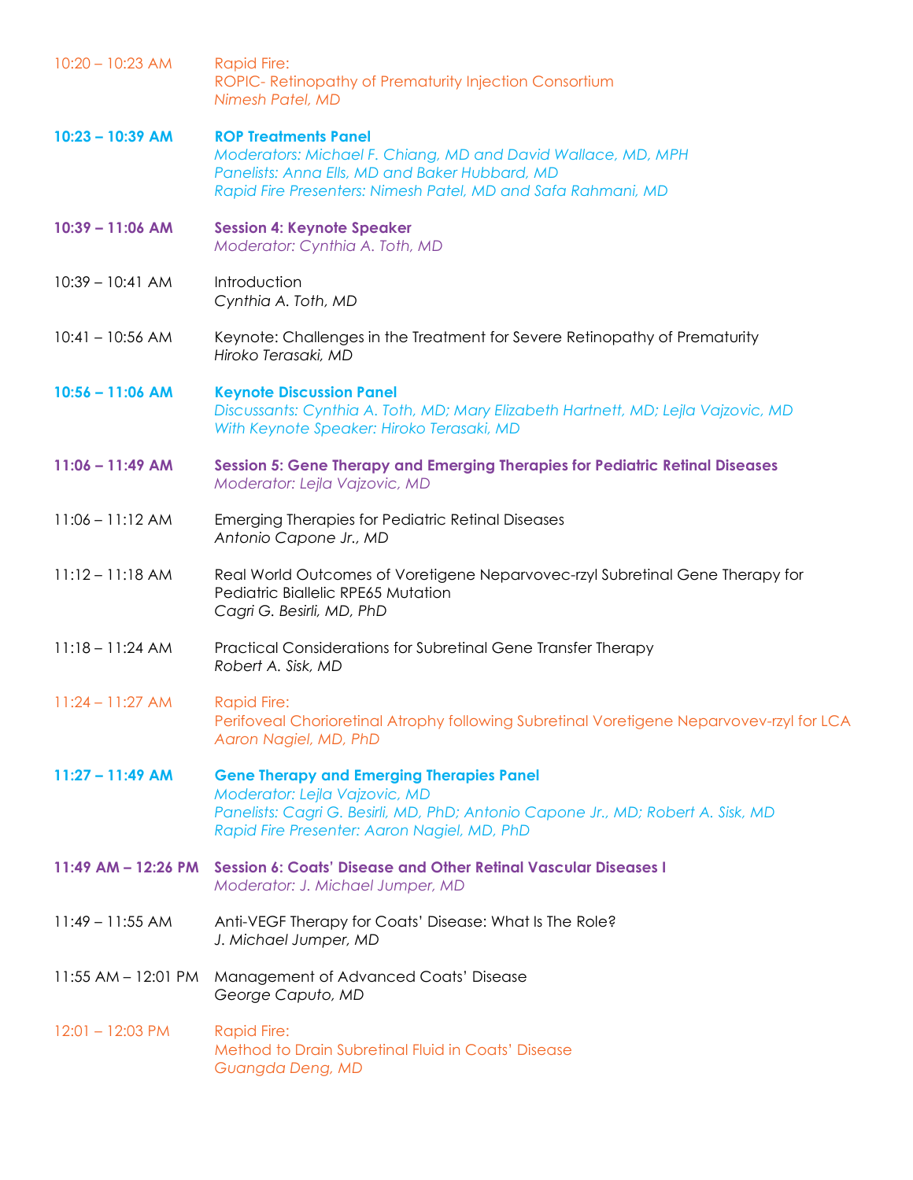10:20 – 10:23 AM Rapid Fire:
ROPIC- Retinopathy of Prematurity Injection Consortium
*Nimesh Patel, MD*

**10:23 – 10:39 AM** **ROP Treatments Panel**
*Moderators: Michael F. Chiang, MD and David Wallace, MD, MPH*
*Panelists: Anna Ells, MD and Baker Hubbard, MD*
*Rapid Fire Presenters: Nimesh Patel, MD and Safa Rahmani, MD*

**10:39 – 11:06 AM** **Session 4: Keynote Speaker**
*Moderator: Cynthia A. Toth, MD*

10:39 – 10:41 AM Introduction
*Cynthia A. Toth, MD*

10:41 – 10:56 AM Keynote: Challenges in the Treatment for Severe Retinopathy of Prematurity
*Hiroko Terasaki, MD*

**10:56 – 11:06 AM** **Keynote Discussion Panel**
*Discussants: Cynthia A. Toth, MD; Mary Elizabeth Hartnett, MD; Lejla Vajzovic, MD*
*With Keynote Speaker: Hiroko Terasaki, MD*

**11:06 – 11:49 AM** **Session 5: Gene Therapy and Emerging Therapies for Pediatric Retinal Diseases**
*Moderator: Lejla Vajzovic, MD*

11:06 – 11:12 AM Emerging Therapies for Pediatric Retinal Diseases
*Antonio Capone Jr., MD*

11:12 – 11:18 AM Real World Outcomes of Voretigene Neparvovec-rzyl Subretinal Gene Therapy for Pediatric Biallelic RPE65 Mutation
*Cagri G. Besirli, MD, PhD*

11:18 – 11:24 AM Practical Considerations for Subretinal Gene Transfer Therapy
*Robert A. Sisk, MD*

11:24 – 11:27 AM Rapid Fire:
Perifoveal Chorioretinal Atrophy following Subretinal Voretigene Neparvovev-rzyl for LCA
*Aaron Nagiel, MD, PhD*

**11:27 – 11:49 AM** **Gene Therapy and Emerging Therapies Panel**
*Moderator: Lejla Vajzovic, MD*
*Panelists: Cagri G. Besirli, MD, PhD; Antonio Capone Jr., MD; Robert A. Sisk, MD*
*Rapid Fire Presenter: Aaron Nagiel, MD, PhD*

**11:49 AM – 12:26 PM** **Session 6: Coats' Disease and Other Retinal Vascular Diseases I**
*Moderator: J. Michael Jumper, MD*

11:49 – 11:55 AM Anti-VEGF Therapy for Coats' Disease: What Is The Role?
*J. Michael Jumper, MD*

11:55 AM – 12:01 PM Management of Advanced Coats' Disease
*George Caputo, MD*

12:01 – 12:03 PM Rapid Fire:
Method to Drain Subretinal Fluid in Coats' Disease
*Guangda Deng, MD*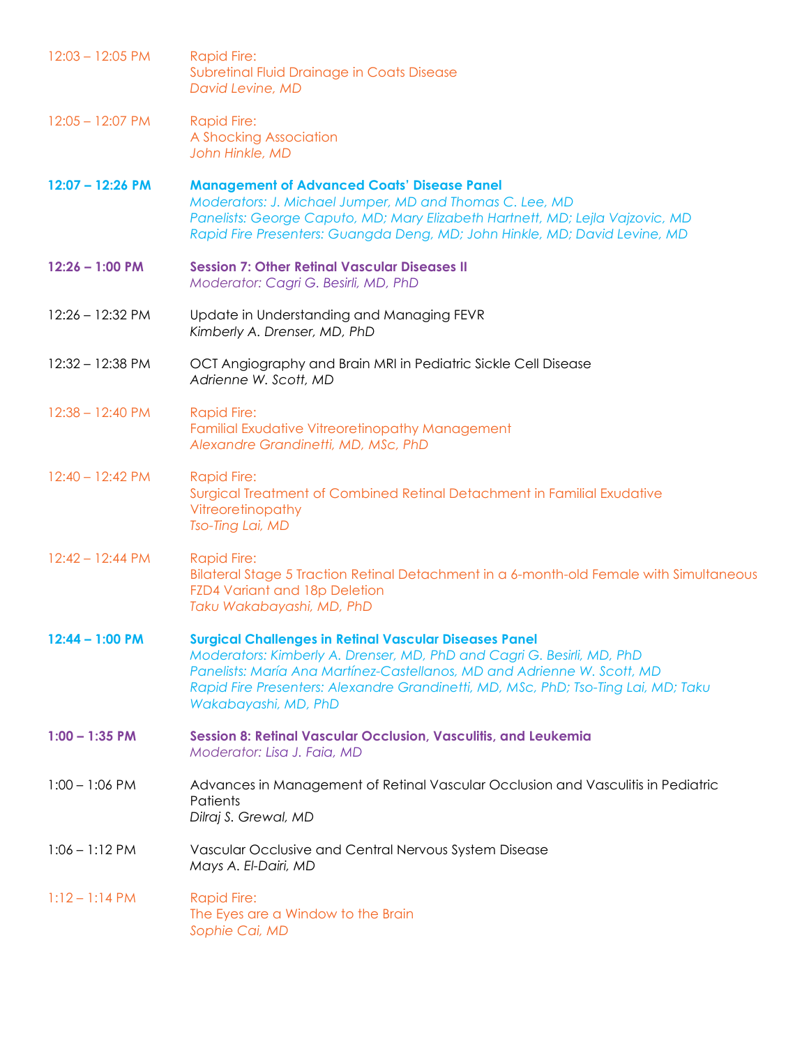12:03 – 12:05 PM Rapid Fire:
Subretinal Fluid Drainage in Coats Disease
*David Levine, MD*

12:05 – 12:07 PM Rapid Fire:
A Shocking Association
*John Hinkle, MD*

**12:07 – 12:26 PM** **Management of Advanced Coats' Disease Panel**
*Moderators: J. Michael Jumper, MD and Thomas C. Lee, MD*
*Panelists: George Caputo, MD; Mary Elizabeth Hartnett, MD; Lejla Vajzovic, MD*
*Rapid Fire Presenters: Guangda Deng, MD; John Hinkle, MD; David Levine, MD*

**12:26 – 1:00 PM** **Session 7: Other Retinal Vascular Diseases II**
*Moderator: Cagri G. Besirli, MD, PhD*

12:26 – 12:32 PM Update in Understanding and Managing FEVR
*Kimberly A. Drenser, MD, PhD*

12:32 – 12:38 PM OCT Angiography and Brain MRI in Pediatric Sickle Cell Disease
*Adrienne W. Scott, MD*

12:38 – 12:40 PM Rapid Fire:
Familial Exudative Vitreoretinopathy Management
*Alexandre Grandinetti, MD, MSc, PhD*

12:40 – 12:42 PM Rapid Fire:
Surgical Treatment of Combined Retinal Detachment in Familial Exudative Vitreoretinopathy
*Tso-Ting Lai, MD*

12:42 – 12:44 PM Rapid Fire:
Bilateral Stage 5 Traction Retinal Detachment in a 6-month-old Female with Simultaneous FZD4 Variant and 18p Deletion
*Taku Wakabayashi, MD, PhD*

**12:44 – 1:00 PM** **Surgical Challenges in Retinal Vascular Diseases Panel**
*Moderators: Kimberly A. Drenser, MD, PhD and Cagri G. Besirli, MD, PhD*
*Panelists: María Ana Martínez-Castellanos, MD and Adrienne W. Scott, MD*
*Rapid Fire Presenters: Alexandre Grandinetti, MD, MSc, PhD; Tso-Ting Lai, MD; Taku Wakabayashi, MD, PhD*

**1:00 – 1:35 PM** **Session 8: Retinal Vascular Occlusion, Vasculitis, and Leukemia**
*Moderator: Lisa J. Faia, MD*

1:00 – 1:06 PM Advances in Management of Retinal Vascular Occlusion and Vasculitis in Pediatric Patients
*Dilraj S. Grewal, MD*

1:06 – 1:12 PM Vascular Occlusive and Central Nervous System Disease
*Mays A. El-Dairi, MD*

1:12 – 1:14 PM Rapid Fire:
The Eyes are a Window to the Brain
*Sophie Cai, MD*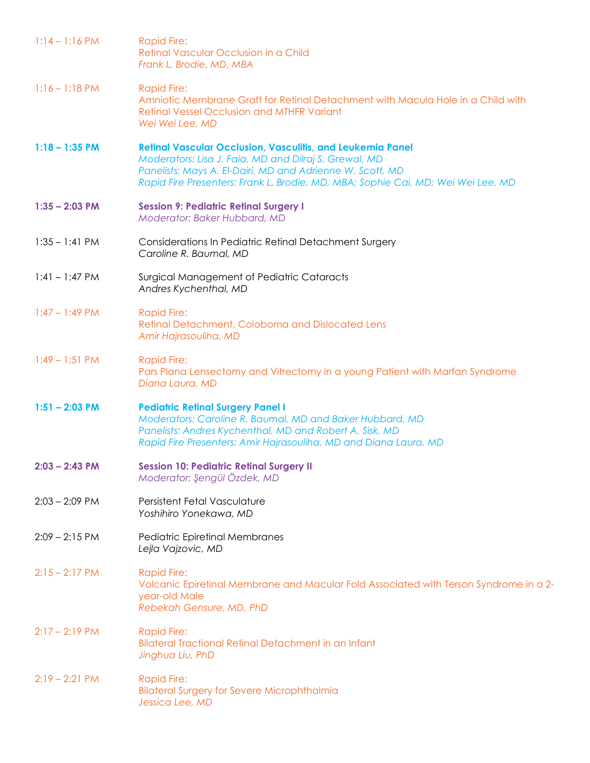1:14 – 1:16 PM
Rapid Fire:
Retinal Vascular Occlusion in a Child
*Frank L. Brodie, MD, MBA*

1:16 – 1:18 PM
Rapid Fire:
Amniotic Membrane Graft for Retinal Detachment with Macula Hole in a Child with Retinal Vessel Occlusion and MTHFR Variant
*Wei Wei Lee, MD*

**1:18 – 1:35 PM**
**Retinal Vascular Occlusion, Vasculitis, and Leukemia Panel**
*Moderators: Lisa J. Faia, MD and Dilraj S. Grewal, MD*
*Panelists: Mays A. El-Dairi, MD and Adrienne W. Scott, MD*
*Rapid Fire Presenters: Frank L. Brodie, MD, MBA; Sophie Cai, MD; Wei Wei Lee, MD*

**1:35 – 2:03 PM**
**Session 9: Pediatric Retinal Surgery I**
*Moderator: Baker Hubbard, MD*

1:35 – 1:41 PM
Considerations In Pediatric Retinal Detachment Surgery
*Caroline R. Baumal, MD*

1:41 – 1:47 PM
Surgical Management of Pediatric Cataracts
*Andres Kychenthal, MD*

1:47 – 1:49 PM
Rapid Fire:
Retinal Detachment, Coloboma and Dislocated Lens
*Amir Hajrasouliha, MD*

1:49 – 1:51 PM
Rapid Fire:
Pars Plana Lensectomy and Vitrectomy in a young Patient with Marfan Syndrome
*Diana Laura, MD*

**1:51 – 2:03 PM**
**Pediatric Retinal Surgery Panel I**
*Moderators: Caroline R. Baumal, MD and Baker Hubbard, MD*
*Panelists: Andres Kychenthal, MD and Robert A. Sisk, MD*
*Rapid Fire Presenters: Amir Hajrasouliha, MD and Diana Laura, MD*

**2:03 – 2:43 PM**
**Session 10: Pediatric Retinal Surgery II**
*Moderator: Şengül Özdek, MD*

2:03 – 2:09 PM
Persistent Fetal Vasculature
*Yoshihiro Yonekawa, MD*

2:09 – 2:15 PM
Pediatric Epiretinal Membranes
*Lejla Vajzovic, MD*

2:15 – 2:17 PM
Rapid Fire:
Volcanic Epiretinal Membrane and Macular Fold Associated with Terson Syndrome in a 2-year-old Male
*Rebekah Gensure, MD, PhD*

2:17 – 2:19 PM
Rapid Fire:
Bilateral Tractional Retinal Detachment in an Infant
*Jinghua Liu, PhD*

2:19 – 2:21 PM
Rapid Fire:
Bilateral Surgery for Severe Microphthalmia
*Jessica Lee, MD*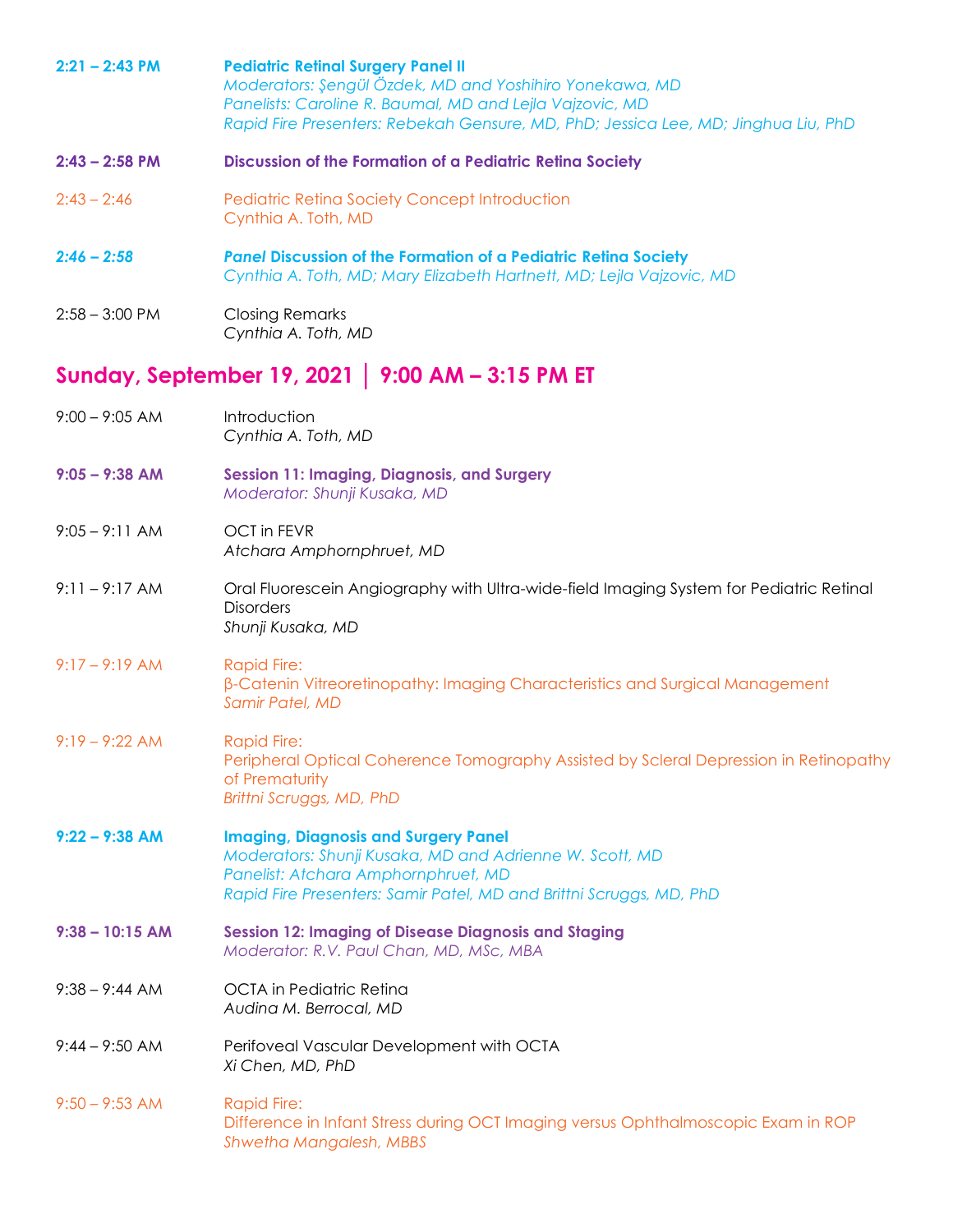**2:21 – 2:43 PM** **Pediatric Retinal Surgery Panel II**
*Moderators: Şengül Özdek, MD and Yoshihiro Yonekawa, MD*
*Panelists: Caroline R. Baumal, MD and Lejla Vajzovic, MD*
*Rapid Fire Presenters: Rebekah Gensure, MD, PhD; Jessica Lee, MD; Jinghua Liu, PhD*

**2:43 – 2:58 PM** **Discussion of the Formation of a Pediatric Retina Society**

2:43 – 2:46 Pediatric Retina Society Concept Introduction
Cynthia A. Toth, MD

***2:46 – 2:58*** ***Panel* Discussion of the Formation of a Pediatric Retina Society**
*Cynthia A. Toth, MD; Mary Elizabeth Hartnett, MD; Lejla Vajzovic, MD*

2:58 – 3:00 PM Closing Remarks
*Cynthia A. Toth, MD*

## Sunday, September 19, 2021 | 9:00 AM – 3:15 PM ET

9:00 – 9:05 AM Introduction
*Cynthia A. Toth, MD*

**9:05 – 9:38 AM** **Session 11: Imaging, Diagnosis, and Surgery**
*Moderator: Shunji Kusaka, MD*

9:05 – 9:11 AM OCT in FEVR
*Atchara Amphornphruet, MD*

9:11 – 9:17 AM Oral Fluorescein Angiography with Ultra-wide-field Imaging System for Pediatric Retinal Disorders
*Shunji Kusaka, MD*

9:17 – 9:19 AM Rapid Fire:
β-Catenin Vitreoretinopathy: Imaging Characteristics and Surgical Management
*Samir Patel, MD*

9:19 – 9:22 AM Rapid Fire:
Peripheral Optical Coherence Tomography Assisted by Scleral Depression in Retinopathy of Prematurity
*Brittni Scruggs, MD, PhD*

**9:22 – 9:38 AM** **Imaging, Diagnosis and Surgery Panel**
*Moderators: Shunji Kusaka, MD and Adrienne W. Scott, MD*
*Panelist: Atchara Amphornphruet, MD*
*Rapid Fire Presenters: Samir Patel, MD and Brittni Scruggs, MD, PhD*

**9:38 – 10:15 AM** **Session 12: Imaging of Disease Diagnosis and Staging**
*Moderator: R.V. Paul Chan, MD, MSc, MBA*

9:38 – 9:44 AM OCTA in Pediatric Retina
*Audina M. Berrocal, MD*

9:44 – 9:50 AM Perifoveal Vascular Development with OCTA
*Xi Chen, MD, PhD*

9:50 – 9:53 AM Rapid Fire:
Difference in Infant Stress during OCT Imaging versus Ophthalmoscopic Exam in ROP
*Shwetha Mangalesh, MBBS*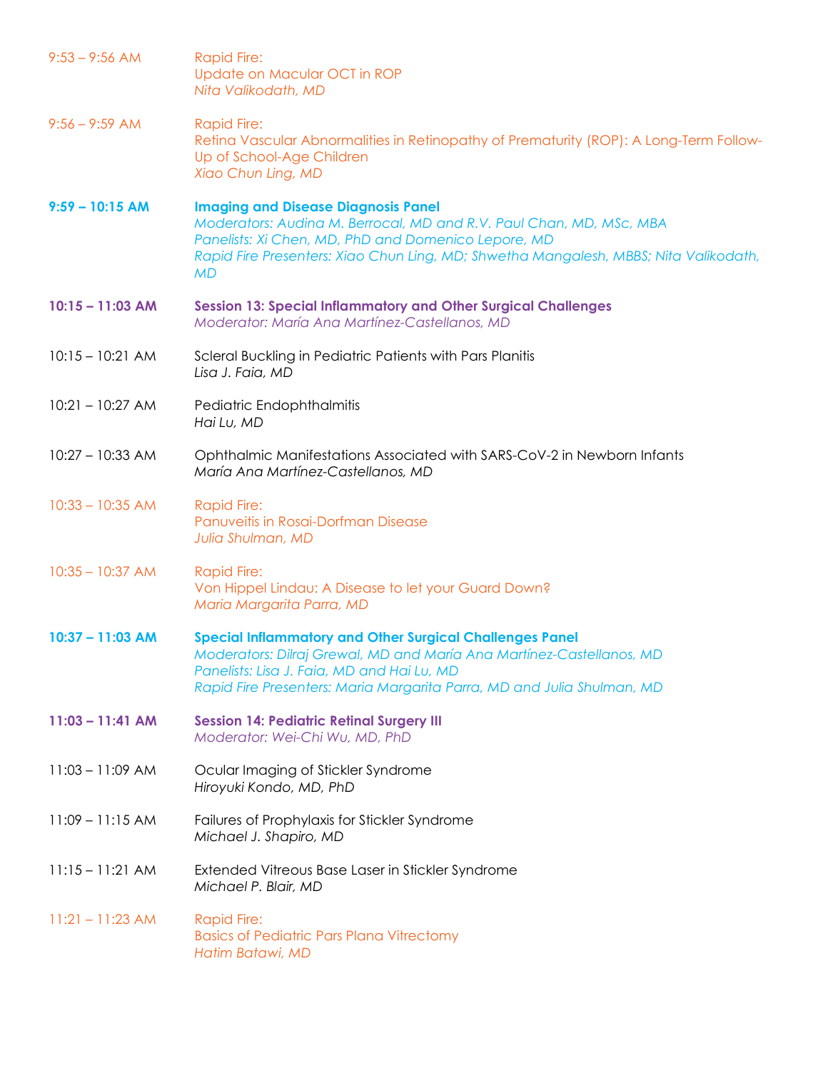9:53 – 9:56 AM — Rapid Fire:
Update on Macular OCT in ROP
*Nita Valikodath, MD*

9:56 – 9:59 AM — Rapid Fire:
Retina Vascular Abnormalities in Retinopathy of Prematurity (ROP): A Long-Term Follow-Up of School-Age Children
*Xiao Chun Ling, MD*

**9:59 – 10:15 AM — Imaging and Disease Diagnosis Panel**
*Moderators: Audina M. Berrocal, MD and R.V. Paul Chan, MD, MSc, MBA*
*Panelists: Xi Chen, MD, PhD and Domenico Lepore, MD*
*Rapid Fire Presenters: Xiao Chun Ling, MD; Shwetha Mangalesh, MBBS; Nita Valikodath, MD*

**10:15 – 11:03 AM — Session 13: Special Inflammatory and Other Surgical Challenges**
*Moderator: María Ana Martínez-Castellanos, MD*

10:15 – 10:21 AM — Scleral Buckling in Pediatric Patients with Pars Planitis
*Lisa J. Faia, MD*

10:21 – 10:27 AM — Pediatric Endophthalmitis
*Hai Lu, MD*

10:27 – 10:33 AM — Ophthalmic Manifestations Associated with SARS-CoV-2 in Newborn Infants
*María Ana Martínez-Castellanos, MD*

10:33 – 10:35 AM — Rapid Fire:
Panuveitis in Rosai-Dorfman Disease
*Julia Shulman, MD*

10:35 – 10:37 AM — Rapid Fire:
Von Hippel Lindau: A Disease to let your Guard Down?
*Maria Margarita Parra, MD*

**10:37 – 11:03 AM — Special Inflammatory and Other Surgical Challenges Panel**
*Moderators: Dilraj Grewal, MD and María Ana Martínez-Castellanos, MD*
*Panelists: Lisa J. Faia, MD and Hai Lu, MD*
*Rapid Fire Presenters: Maria Margarita Parra, MD and Julia Shulman, MD*

**11:03 – 11:41 AM — Session 14: Pediatric Retinal Surgery III**
*Moderator: Wei-Chi Wu, MD, PhD*

11:03 – 11:09 AM — Ocular Imaging of Stickler Syndrome
*Hiroyuki Kondo, MD, PhD*

11:09 – 11:15 AM — Failures of Prophylaxis for Stickler Syndrome
*Michael J. Shapiro, MD*

11:15 – 11:21 AM — Extended Vitreous Base Laser in Stickler Syndrome
*Michael P. Blair, MD*

11:21 – 11:23 AM — Rapid Fire:
Basics of Pediatric Pars Plana Vitrectomy
*Hatim Batawi, MD*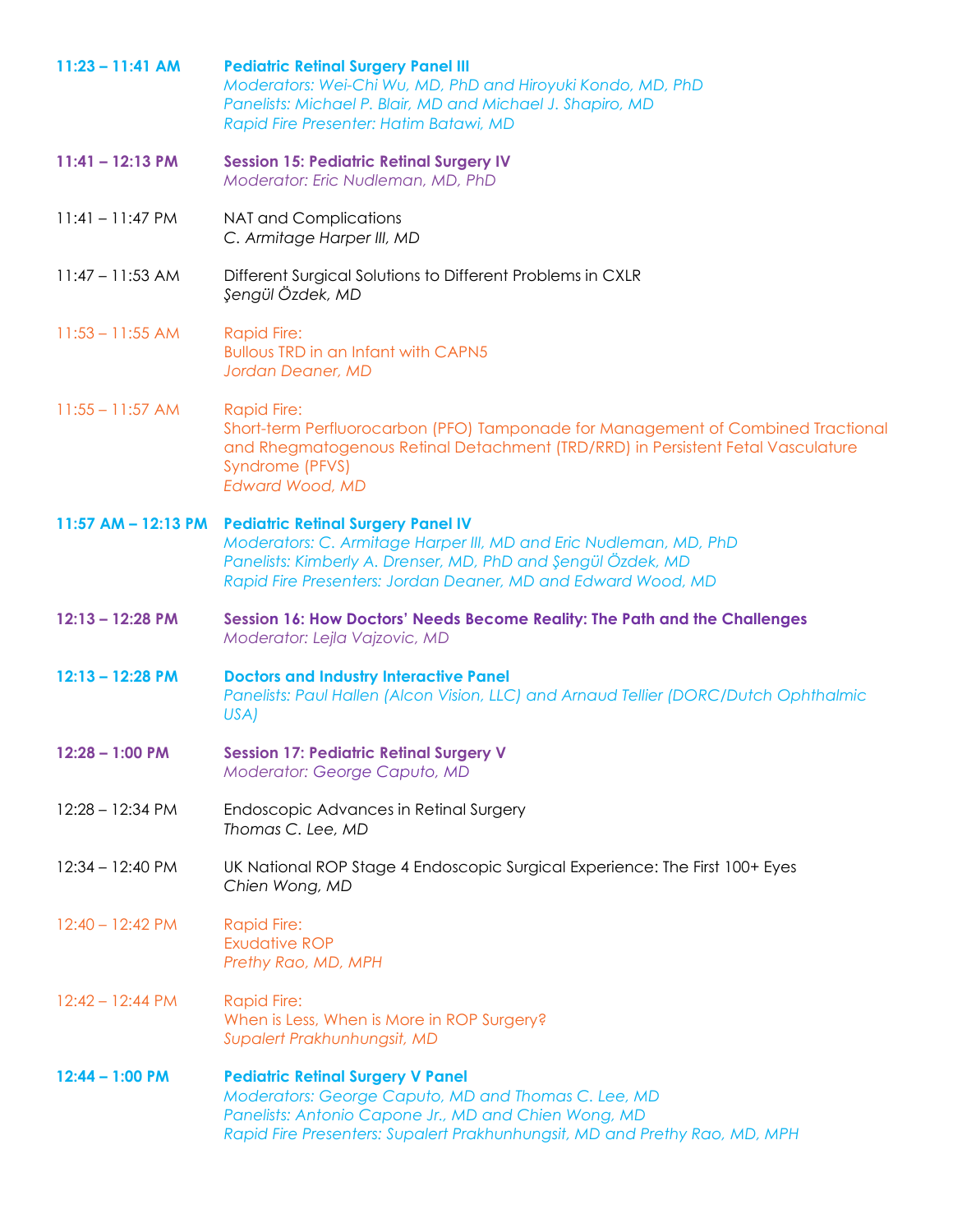**11:23 – 11:41 AM** **Pediatric Retinal Surgery Panel III**
*Moderators: Wei-Chi Wu, MD, PhD and Hiroyuki Kondo, MD, PhD*
*Panelists: Michael P. Blair, MD and Michael J. Shapiro, MD*
*Rapid Fire Presenter: Hatim Batawi, MD*

**11:41 – 12:13 PM** **Session 15: Pediatric Retinal Surgery IV**
*Moderator: Eric Nudleman, MD, PhD*

11:41 – 11:47 PM NAT and Complications
*C. Armitage Harper III, MD*

11:47 – 11:53 AM Different Surgical Solutions to Different Problems in CXLR
*Şengül Özdek, MD*

11:53 – 11:55 AM Rapid Fire:
Bullous TRD in an Infant with CAPN5
*Jordan Deaner, MD*

11:55 – 11:57 AM Rapid Fire:
Short-term Perfluorocarbon (PFO) Tamponade for Management of Combined Tractional and Rhegmatogenous Retinal Detachment (TRD/RRD) in Persistent Fetal Vasculature Syndrome (PFVS)
*Edward Wood, MD*

**11:57 AM – 12:13 PM** **Pediatric Retinal Surgery Panel IV**
*Moderators: C. Armitage Harper III, MD and Eric Nudleman, MD, PhD*
*Panelists: Kimberly A. Drenser, MD, PhD and Şengül Özdek, MD*
*Rapid Fire Presenters: Jordan Deaner, MD and Edward Wood, MD*

**12:13 – 12:28 PM** **Session 16: How Doctors' Needs Become Reality: The Path and the Challenges**
*Moderator: Lejla Vajzovic, MD*

**12:13 – 12:28 PM** **Doctors and Industry Interactive Panel**
*Panelists: Paul Hallen (Alcon Vision, LLC) and Arnaud Tellier (DORC/Dutch Ophthalmic USA)*

**12:28 – 1:00 PM** **Session 17: Pediatric Retinal Surgery V**
*Moderator: George Caputo, MD*

12:28 – 12:34 PM Endoscopic Advances in Retinal Surgery
*Thomas C. Lee, MD*

12:34 – 12:40 PM UK National ROP Stage 4 Endoscopic Surgical Experience: The First 100+ Eyes
*Chien Wong, MD*

12:40 – 12:42 PM Rapid Fire:
Exudative ROP
*Prethy Rao, MD, MPH*

12:42 – 12:44 PM Rapid Fire:
When is Less, When is More in ROP Surgery?
*Supalert Prakhunhungsit, MD*

**12:44 – 1:00 PM** **Pediatric Retinal Surgery V Panel**
*Moderators: George Caputo, MD and Thomas C. Lee, MD*
*Panelists: Antonio Capone Jr., MD and Chien Wong, MD*
*Rapid Fire Presenters: Supalert Prakhunhungsit, MD and Prethy Rao, MD, MPH*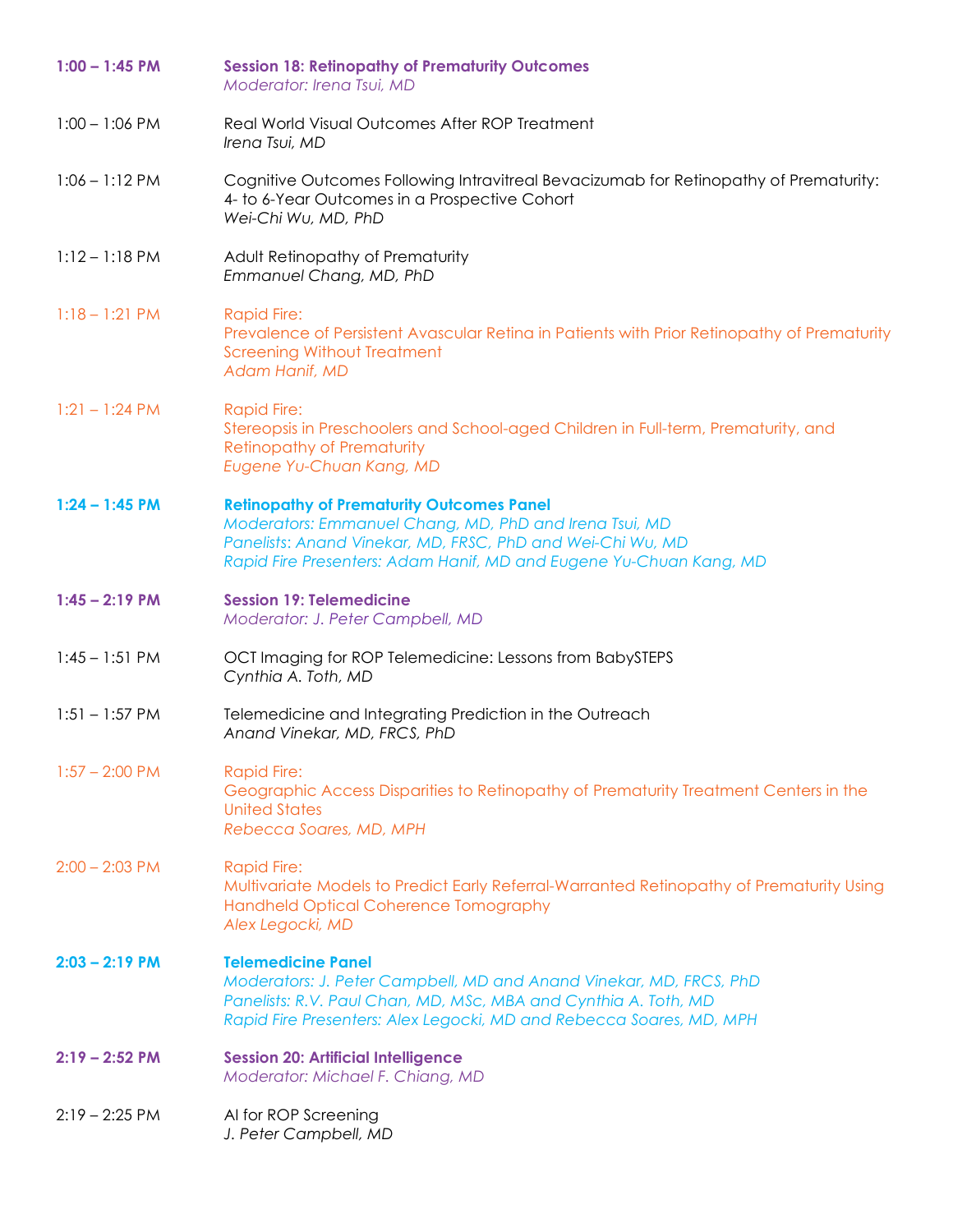**1:00 – 1:45 PM** **Session 18: Retinopathy of Prematurity Outcomes**
*Moderator: Irena Tsui, MD*

1:00 – 1:06 PM Real World Visual Outcomes After ROP Treatment
*Irena Tsui, MD*

1:06 – 1:12 PM Cognitive Outcomes Following Intravitreal Bevacizumab for Retinopathy of Prematurity: 4- to 6-Year Outcomes in a Prospective Cohort
*Wei-Chi Wu, MD, PhD*

1:12 – 1:18 PM Adult Retinopathy of Prematurity
*Emmanuel Chang, MD, PhD*

1:18 – 1:21 PM Rapid Fire:
Prevalence of Persistent Avascular Retina in Patients with Prior Retinopathy of Prematurity Screening Without Treatment
*Adam Hanif, MD*

1:21 – 1:24 PM Rapid Fire:
Stereopsis in Preschoolers and School-aged Children in Full-term, Prematurity, and Retinopathy of Prematurity
*Eugene Yu-Chuan Kang, MD*

**1:24 – 1:45 PM** **Retinopathy of Prematurity Outcomes Panel**
*Moderators: Emmanuel Chang, MD, PhD and Irena Tsui, MD*
*Panelists: Anand Vinekar, MD, FRSC, PhD and Wei-Chi Wu, MD*
*Rapid Fire Presenters: Adam Hanif, MD and Eugene Yu-Chuan Kang, MD*

**1:45 – 2:19 PM** **Session 19: Telemedicine**
*Moderator: J. Peter Campbell, MD*

1:45 – 1:51 PM OCT Imaging for ROP Telemedicine: Lessons from BabySTEPS
*Cynthia A. Toth, MD*

1:51 – 1:57 PM Telemedicine and Integrating Prediction in the Outreach
*Anand Vinekar, MD, FRCS, PhD*

1:57 – 2:00 PM Rapid Fire:
Geographic Access Disparities to Retinopathy of Prematurity Treatment Centers in the United States
*Rebecca Soares, MD, MPH*

2:00 – 2:03 PM Rapid Fire:
Multivariate Models to Predict Early Referral-Warranted Retinopathy of Prematurity Using Handheld Optical Coherence Tomography
*Alex Legocki, MD*

**2:03 – 2:19 PM** **Telemedicine Panel**
*Moderators: J. Peter Campbell, MD and Anand Vinekar, MD, FRCS, PhD*
*Panelists: R.V. Paul Chan, MD, MSc, MBA and Cynthia A. Toth, MD*
*Rapid Fire Presenters: Alex Legocki, MD and Rebecca Soares, MD, MPH*

**2:19 – 2:52 PM** **Session 20: Artificial Intelligence**
*Moderator: Michael F. Chiang, MD*

2:19 – 2:25 PM AI for ROP Screening
*J. Peter Campbell, MD*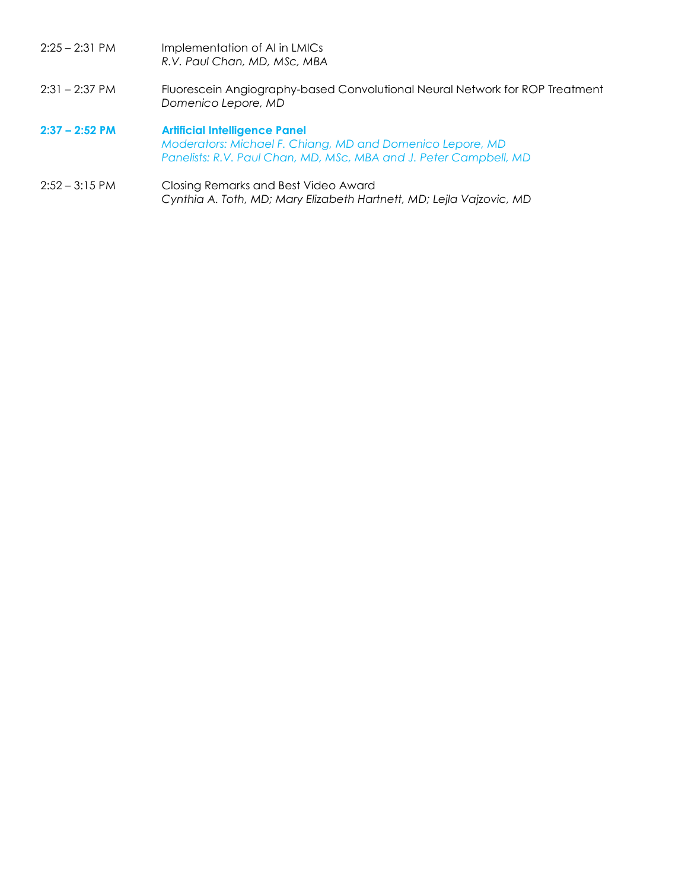2:25 – 2:31 PM Implementation of AI in LMICs
*R.V. Paul Chan, MD, MSc, MBA*

2:31 – 2:37 PM Fluorescein Angiography-based Convolutional Neural Network for ROP Treatment
*Domenico Lepore, MD*

**2:37 – 2:52 PM** **Artificial Intelligence Panel**
*Moderators: Michael F. Chiang, MD and Domenico Lepore, MD*
*Panelists: R.V. Paul Chan, MD, MSc, MBA and J. Peter Campbell, MD*

2:52 – 3:15 PM Closing Remarks and Best Video Award
*Cynthia A. Toth, MD; Mary Elizabeth Hartnett, MD; Lejla Vajzovic, MD*